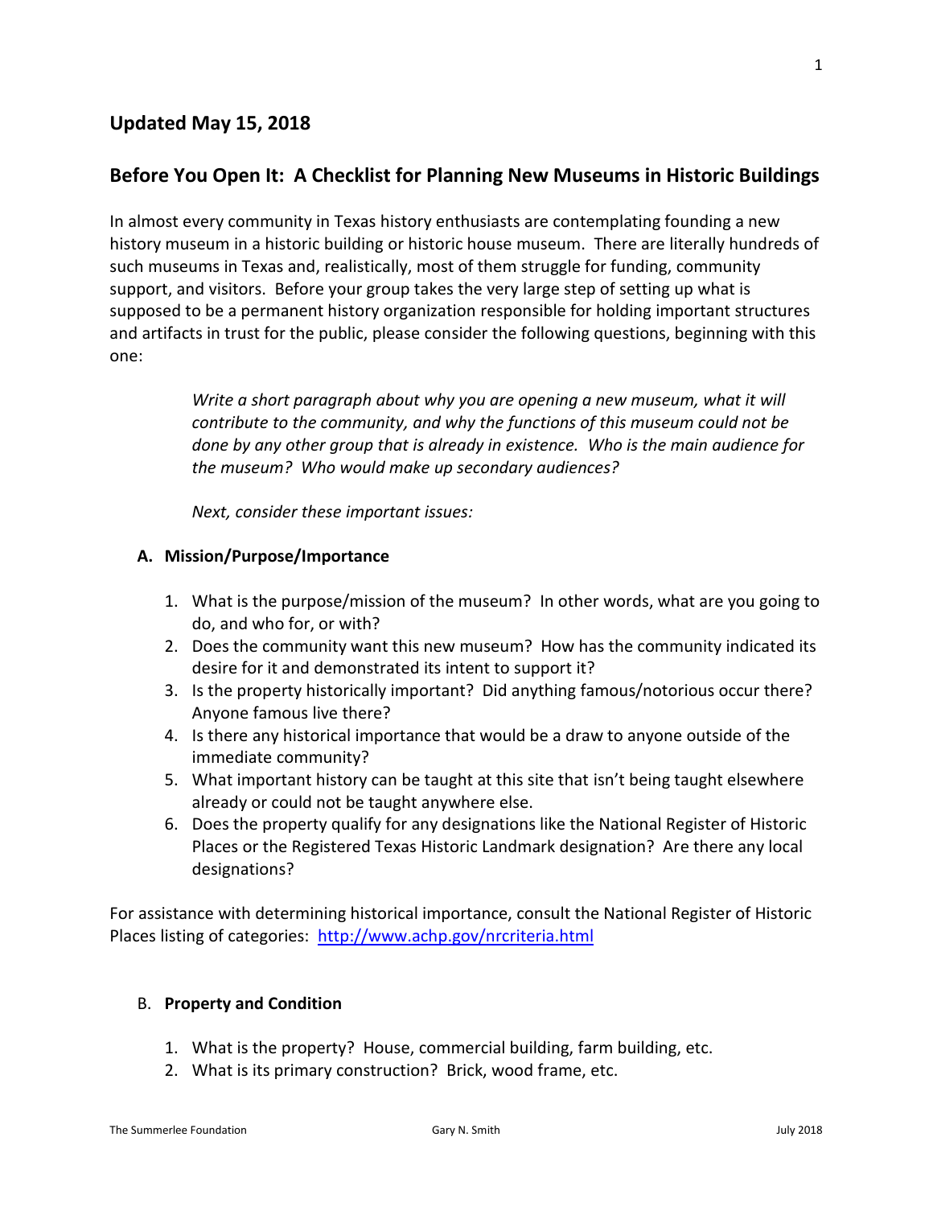## Updated May 15, 2018

## Before You Open It: A Checklist for Planning New Museums in Historic Buildings

In almost every community in Texas history enthusiasts are contemplating founding a new history museum in a historic building or historic house museum. There are literally hundreds of such museums in Texas and, realistically, most of them struggle for funding, community support, and visitors. Before your group takes the very large step of setting up what is supposed to be a permanent history organization responsible for holding important structures and artifacts in trust for the public, please consider the following questions, beginning with this one:

> *Write a short paragraph about why you are opening a new museum, what it will contribute to the community, and why the functions of this museum could not be done by any other group that is already in existence. Who is the main audience for the museum? Who would make up secondary audiences?*
>
> *Next, consider these important issues:*

### A. Mission/Purpose/Importance

1. What is the purpose/mission of the museum? In other words, what are you going to do, and who for, or with?
2. Does the community want this new museum? How has the community indicated its desire for it and demonstrated its intent to support it?
3. Is the property historically important? Did anything famous/notorious occur there? Anyone famous live there?
4. Is there any historical importance that would be a draw to anyone outside of the immediate community?
5. What important history can be taught at this site that isn't being taught elsewhere already or could not be taught anywhere else.
6. Does the property qualify for any designations like the National Register of Historic Places or the Registered Texas Historic Landmark designation? Are there any local designations?

For assistance with determining historical importance, consult the National Register of Historic Places listing of categories: [http://www.achp.gov/nrcriteria.html](http://www.achp.gov/nrcriteria.html)

### B. Property and Condition

1. What is the property? House, commercial building, farm building, etc.
2. What is its primary construction? Brick, wood frame, etc.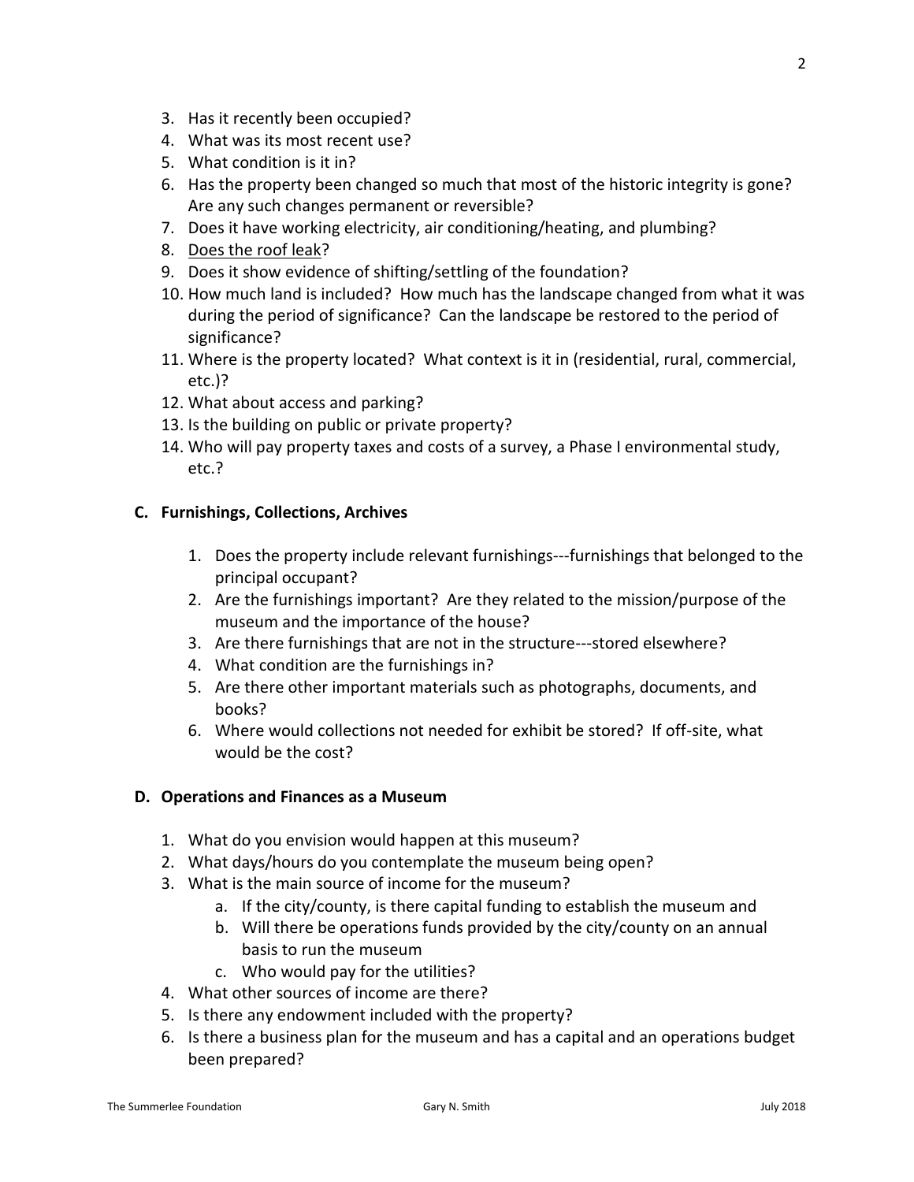3. Has it recently been occupied?
4. What was its most recent use?
5. What condition is it in?
6. Has the property been changed so much that most of the historic integrity is gone? Are any such changes permanent or reversible?
7. Does it have working electricity, air conditioning/heating, and plumbing?
8. <u>Does the roof leak</u>?
9. Does it show evidence of shifting/settling of the foundation?
10. How much land is included? How much has the landscape changed from what it was during the period of significance? Can the landscape be restored to the period of significance?
11. Where is the property located? What context is it in (residential, rural, commercial, etc.)?
12. What about access and parking?
13. Is the building on public or private property?
14. Who will pay property taxes and costs of a survey, a Phase I environmental study, etc.?

### C. Furnishings, Collections, Archives

1. Does the property include relevant furnishings---furnishings that belonged to the principal occupant?
2. Are the furnishings important? Are they related to the mission/purpose of the museum and the importance of the house?
3. Are there furnishings that are not in the structure---stored elsewhere?
4. What condition are the furnishings in?
5. Are there other important materials such as photographs, documents, and books?
6. Where would collections not needed for exhibit be stored? If off-site, what would be the cost?

### D. Operations and Finances as a Museum

1. What do you envision would happen at this museum?
2. What days/hours do you contemplate the museum being open?
3. What is the main source of income for the museum?
   a. If the city/county, is there capital funding to establish the museum and
   b. Will there be operations funds provided by the city/county on an annual basis to run the museum
   c. Who would pay for the utilities?
4. What other sources of income are there?
5. Is there any endowment included with the property?
6. Is there a business plan for the museum and has a capital and an operations budget been prepared?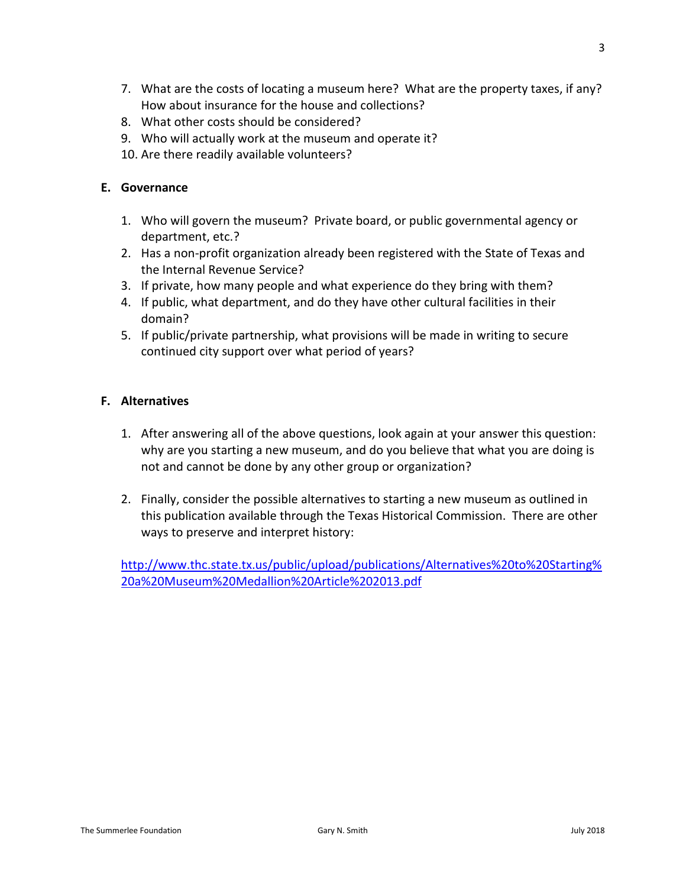7. What are the costs of locating a museum here? What are the property taxes, if any? How about insurance for the house and collections?
8. What other costs should be considered?
9. Who will actually work at the museum and operate it?
10. Are there readily available volunteers?

**E. Governance**

1. Who will govern the museum? Private board, or public governmental agency or department, etc.?
2. Has a non-profit organization already been registered with the State of Texas and the Internal Revenue Service?
3. If private, how many people and what experience do they bring with them?
4. If public, what department, and do they have other cultural facilities in their domain?
5. If public/private partnership, what provisions will be made in writing to secure continued city support over what period of years?

**F. Alternatives**

1. After answering all of the above questions, look again at your answer this question: why are you starting a new museum, and do you believe that what you are doing is not and cannot be done by any other group or organization?

2. Finally, consider the possible alternatives to starting a new museum as outlined in this publication available through the Texas Historical Commission. There are other ways to preserve and interpret history:

[http://www.thc.state.tx.us/public/upload/publications/Alternatives%20to%20Starting%20a%20Museum%20Medallion%20Article%202013.pdf](http://www.thc.state.tx.us/public/upload/publications/Alternatives%20to%20Starting%20a%20Museum%20Medallion%20Article%202013.pdf)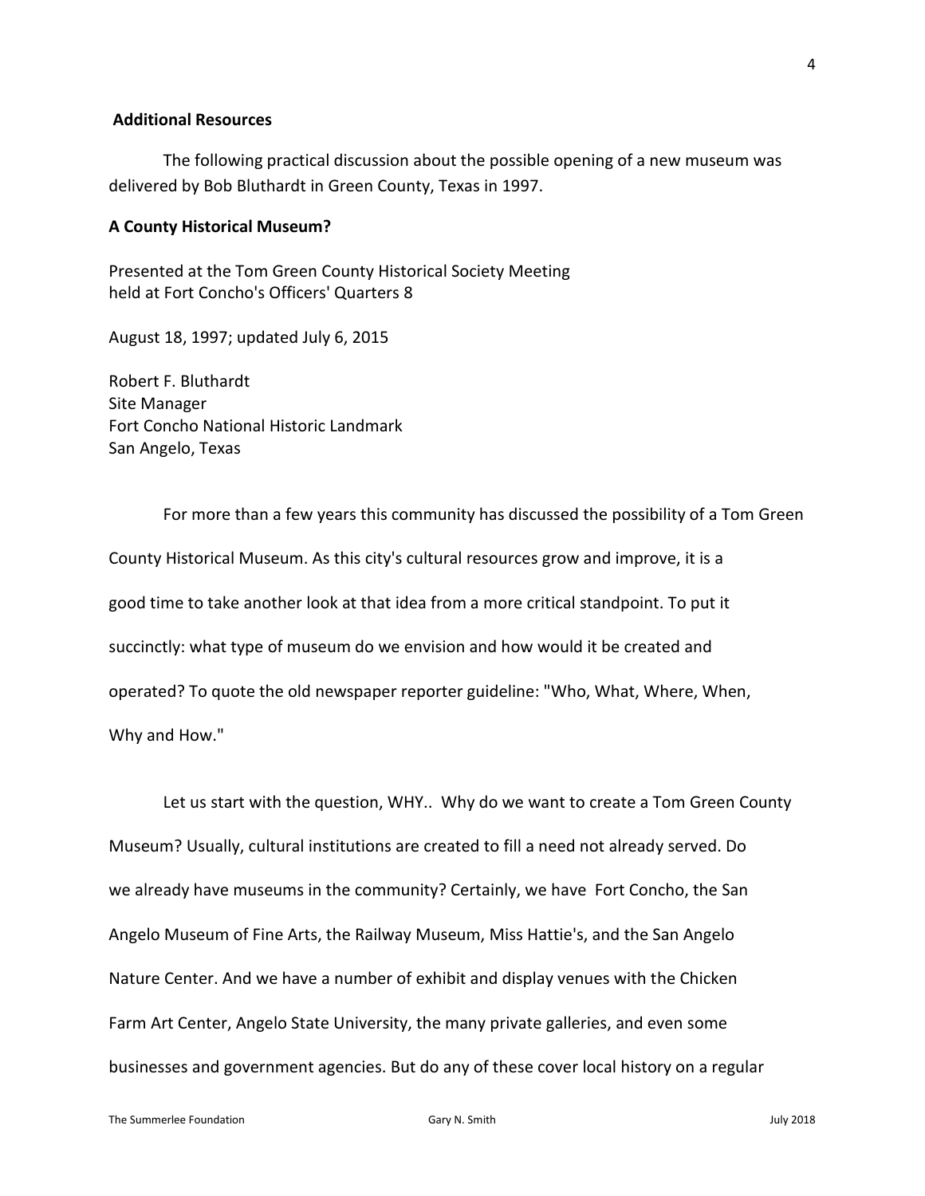### Additional Resources

The following practical discussion about the possible opening of a new museum was delivered by Bob Bluthardt in Green County, Texas in 1997.

### A County Historical Museum?

Presented at the Tom Green County Historical Society Meeting
held at Fort Concho's Officers' Quarters 8

August 18, 1997; updated July 6, 2015

Robert F. Bluthardt
Site Manager
Fort Concho National Historic Landmark
San Angelo, Texas

For more than a few years this community has discussed the possibility of a Tom Green County Historical Museum. As this city's cultural resources grow and improve, it is a good time to take another look at that idea from a more critical standpoint. To put it succinctly: what type of museum do we envision and how would it be created and operated? To quote the old newspaper reporter guideline: "Who, What, Where, When, Why and How."

Let us start with the question, WHY.. Why do we want to create a Tom Green County Museum? Usually, cultural institutions are created to fill a need not already served. Do we already have museums in the community? Certainly, we have Fort Concho, the San Angelo Museum of Fine Arts, the Railway Museum, Miss Hattie's, and the San Angelo Nature Center. And we have a number of exhibit and display venues with the Chicken Farm Art Center, Angelo State University, the many private galleries, and even some businesses and government agencies. But do any of these cover local history on a regular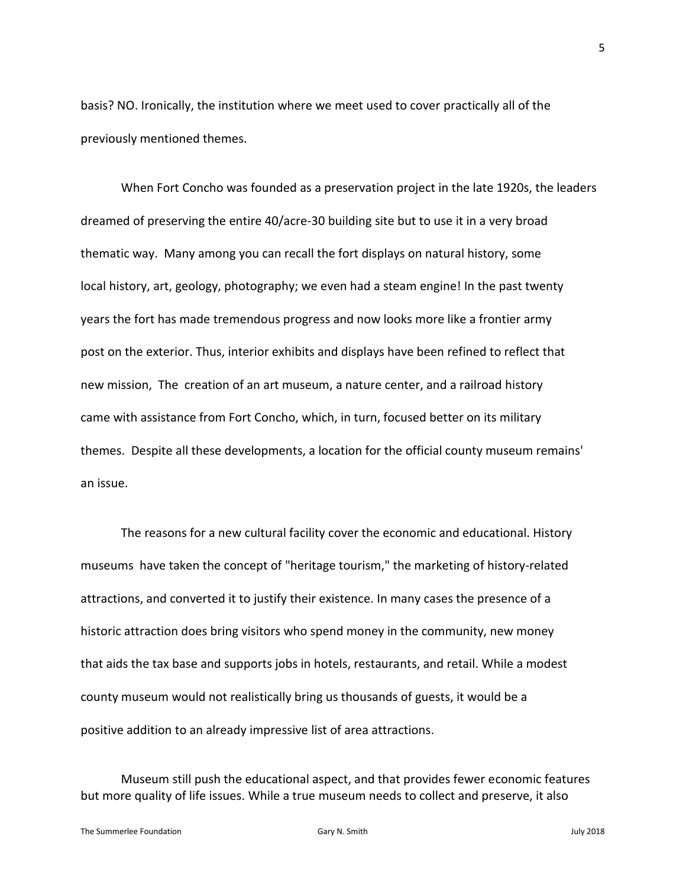basis? NO. Ironically, the institution where we meet used to cover practically all of the previously mentioned themes.

When Fort Concho was founded as a preservation project in the late 1920s, the leaders dreamed of preserving the entire 40/acre-30 building site but to use it in a very broad thematic way. Many among you can recall the fort displays on natural history, some local history, art, geology, photography; we even had a steam engine! In the past twenty years the fort has made tremendous progress and now looks more like a frontier army post on the exterior. Thus, interior exhibits and displays have been refined to reflect that new mission, The creation of an art museum, a nature center, and a railroad history came with assistance from Fort Concho, which, in turn, focused better on its military themes. Despite all these developments, a location for the official county museum remains' an issue.

The reasons for a new cultural facility cover the economic and educational. History museums have taken the concept of "heritage tourism," the marketing of history-related attractions, and converted it to justify their existence. In many cases the presence of a historic attraction does bring visitors who spend money in the community, new money that aids the tax base and supports jobs in hotels, restaurants, and retail. While a modest county museum would not realistically bring us thousands of guests, it would be a positive addition to an already impressive list of area attractions.

Museum still push the educational aspect, and that provides fewer economic features but more quality of life issues. While a true museum needs to collect and preserve, it also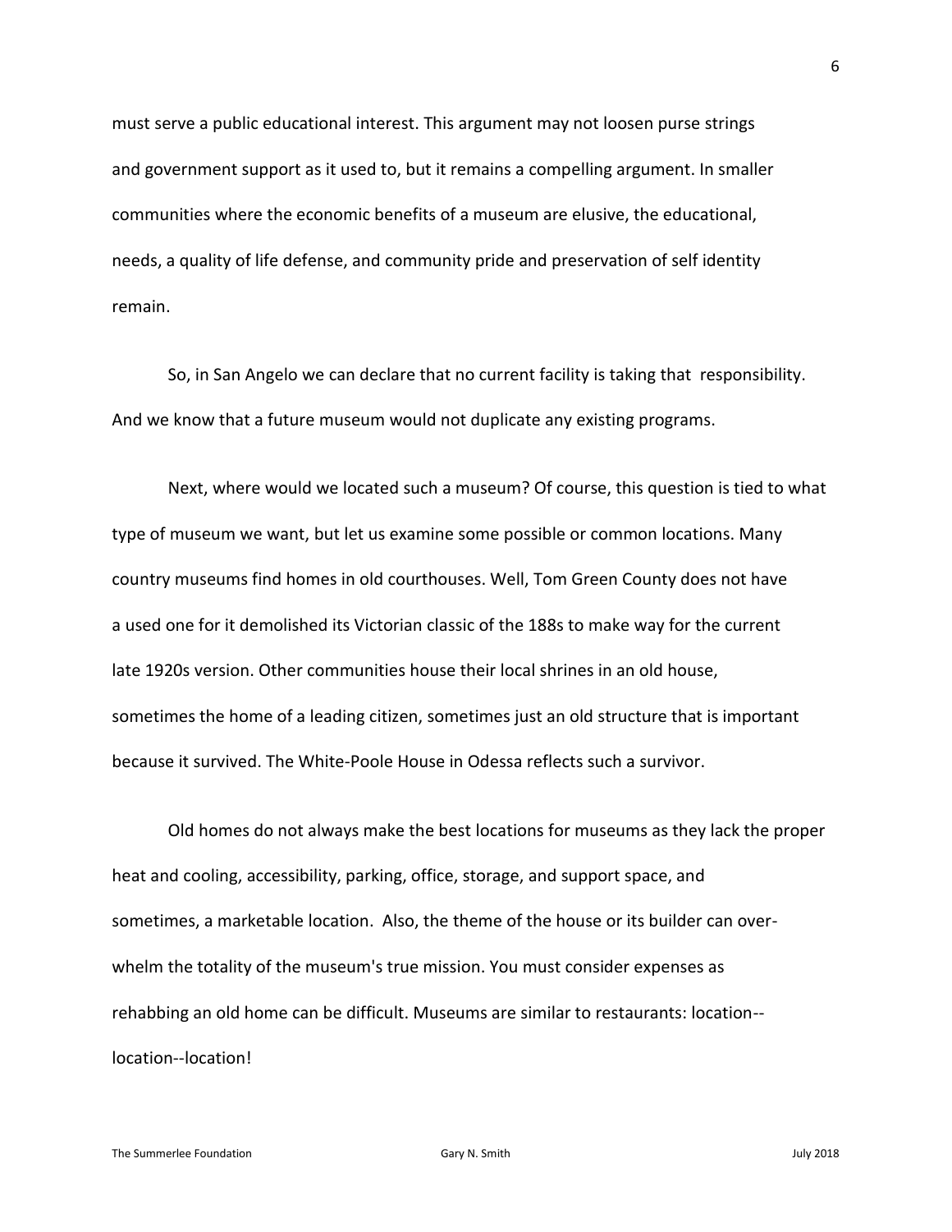must serve a public educational interest. This argument may not loosen purse strings and government support as it used to, but it remains a compelling argument. In smaller communities where the economic benefits of a museum are elusive, the educational, needs, a quality of life defense, and community pride and preservation of self identity remain.

So, in San Angelo we can declare that no current facility is taking that responsibility. And we know that a future museum would not duplicate any existing programs.

Next, where would we located such a museum? Of course, this question is tied to what type of museum we want, but let us examine some possible or common locations. Many country museums find homes in old courthouses. Well, Tom Green County does not have a used one for it demolished its Victorian classic of the 188s to make way for the current late 1920s version. Other communities house their local shrines in an old house, sometimes the home of a leading citizen, sometimes just an old structure that is important because it survived. The White-Poole House in Odessa reflects such a survivor.

Old homes do not always make the best locations for museums as they lack the proper heat and cooling, accessibility, parking, office, storage, and support space, and sometimes, a marketable location. Also, the theme of the house or its builder can overwhelm the totality of the museum's true mission. You must consider expenses as rehabbing an old home can be difficult. Museums are similar to restaurants: location--location--location!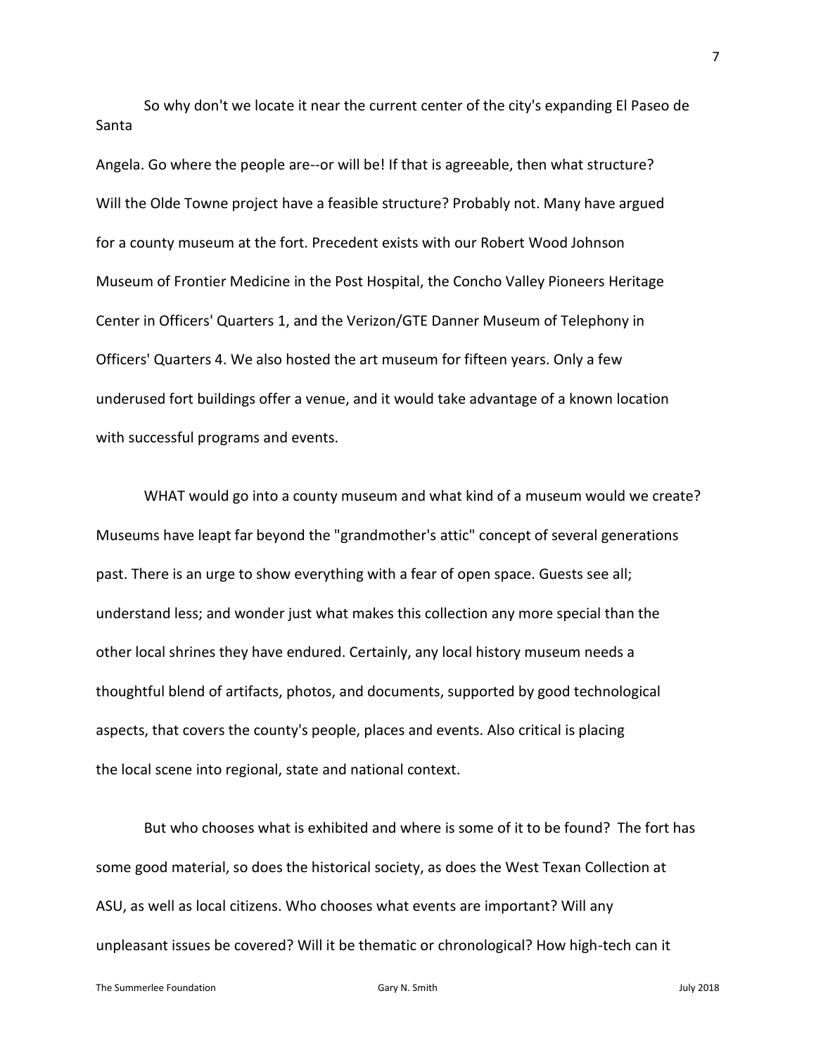So why don't we locate it near the current center of the city's expanding El Paseo de Santa Angela. Go where the people are--or will be! If that is agreeable, then what structure? Will the Olde Towne project have a feasible structure? Probably not. Many have argued for a county museum at the fort. Precedent exists with our Robert Wood Johnson Museum of Frontier Medicine in the Post Hospital, the Concho Valley Pioneers Heritage Center in Officers' Quarters 1, and the Verizon/GTE Danner Museum of Telephony in Officers' Quarters 4. We also hosted the art museum for fifteen years. Only a few underused fort buildings offer a venue, and it would take advantage of a known location with successful programs and events.

WHAT would go into a county museum and what kind of a museum would we create? Museums have leapt far beyond the "grandmother's attic" concept of several generations past. There is an urge to show everything with a fear of open space. Guests see all; understand less; and wonder just what makes this collection any more special than the other local shrines they have endured. Certainly, any local history museum needs a thoughtful blend of artifacts, photos, and documents, supported by good technological aspects, that covers the county's people, places and events. Also critical is placing the local scene into regional, state and national context.

But who chooses what is exhibited and where is some of it to be found? The fort has some good material, so does the historical society, as does the West Texan Collection at ASU, as well as local citizens. Who chooses what events are important? Will any unpleasant issues be covered? Will it be thematic or chronological? How high-tech can it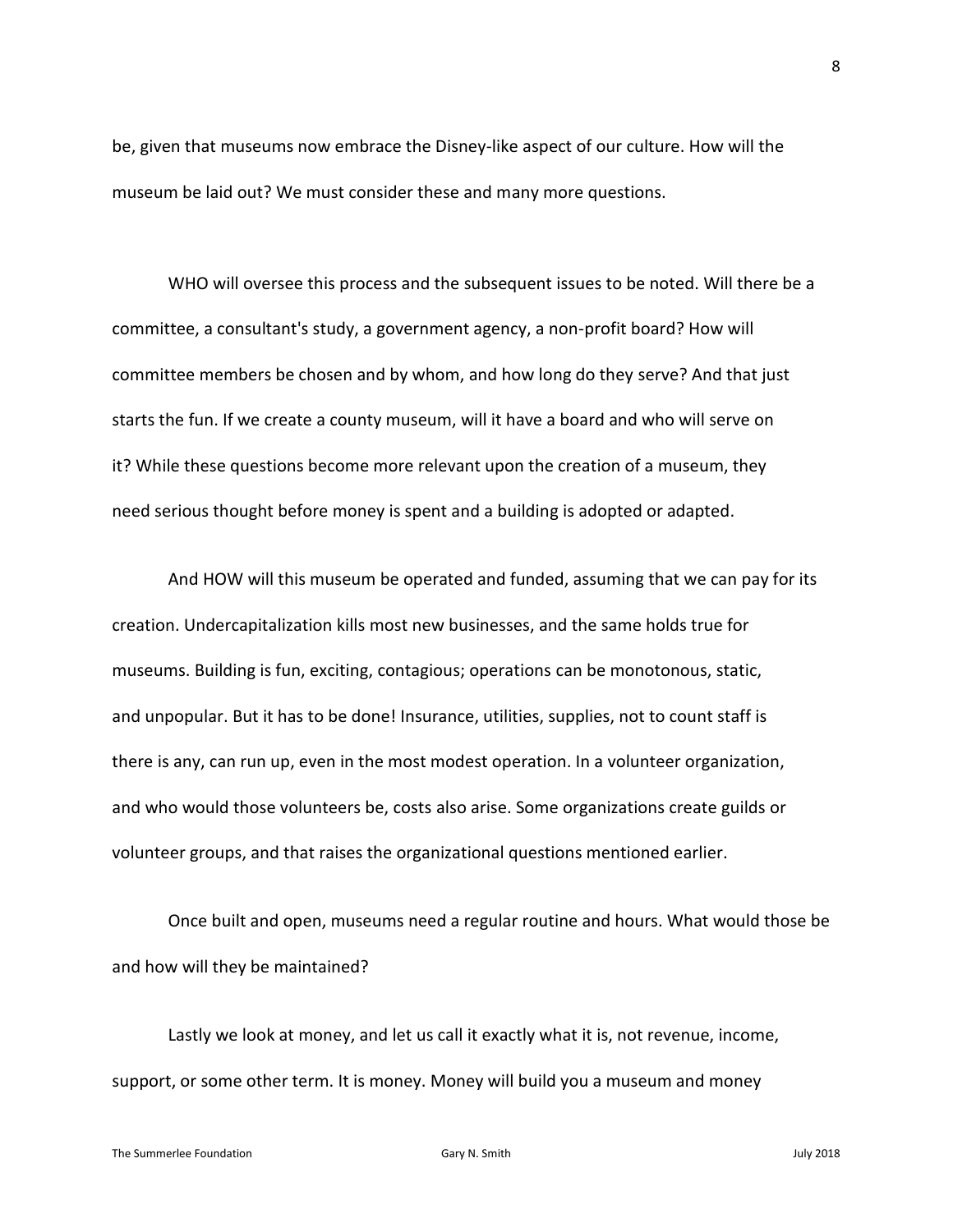be, given that museums now embrace the Disney-like aspect of our culture. How will the museum be laid out? We must consider these and many more questions.

WHO will oversee this process and the subsequent issues to be noted. Will there be a committee, a consultant's study, a government agency, a non-profit board? How will committee members be chosen and by whom, and how long do they serve? And that just starts the fun. If we create a county museum, will it have a board and who will serve on it? While these questions become more relevant upon the creation of a museum, they need serious thought before money is spent and a building is adopted or adapted.

And HOW will this museum be operated and funded, assuming that we can pay for its creation. Undercapitalization kills most new businesses, and the same holds true for museums. Building is fun, exciting, contagious; operations can be monotonous, static, and unpopular. But it has to be done! Insurance, utilities, supplies, not to count staff is there is any, can run up, even in the most modest operation. In a volunteer organization, and who would those volunteers be, costs also arise. Some organizations create guilds or volunteer groups, and that raises the organizational questions mentioned earlier.

Once built and open, museums need a regular routine and hours. What would those be and how will they be maintained?

Lastly we look at money, and let us call it exactly what it is, not revenue, income, support, or some other term. It is money. Money will build you a museum and money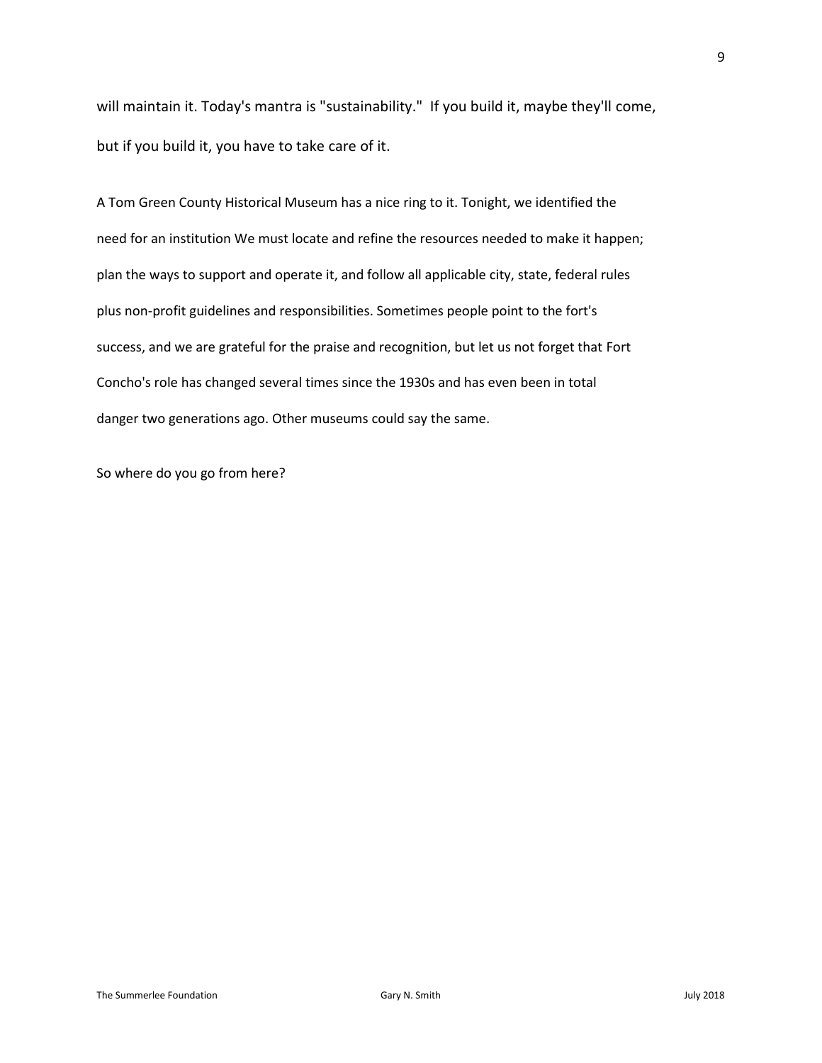will maintain it. Today's mantra is "sustainability." If you build it, maybe they'll come, but if you build it, you have to take care of it.

A Tom Green County Historical Museum has a nice ring to it. Tonight, we identified the need for an institution We must locate and refine the resources needed to make it happen; plan the ways to support and operate it, and follow all applicable city, state, federal rules plus non-profit guidelines and responsibilities. Sometimes people point to the fort's success, and we are grateful for the praise and recognition, but let us not forget that Fort Concho's role has changed several times since the 1930s and has even been in total danger two generations ago. Other museums could say the same.

So where do you go from here?